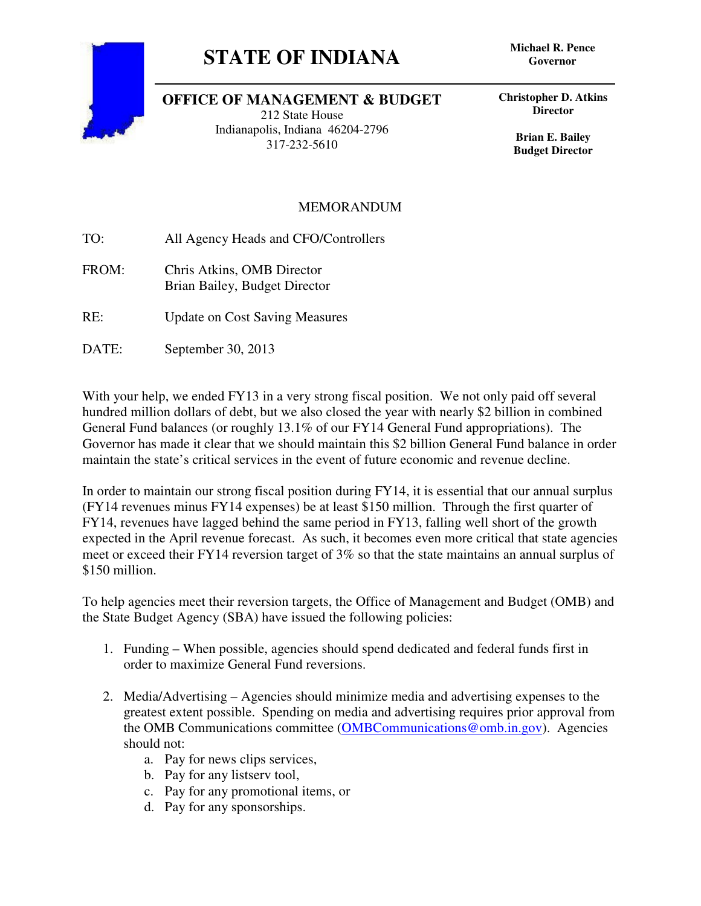# STATE OF INDIANA

**Michael R. Pence**
**Governor**

## OFFICE OF MANAGEMENT & BUDGET

212 State House
Indianapolis, Indiana 46204-2796
317-232-5610

**Christopher D. Atkins**
**Director**

**Brian E. Bailey**
**Budget Director**

MEMORANDUM

TO: All Agency Heads and CFO/Controllers

FROM: Chris Atkins, OMB Director
Brian Bailey, Budget Director

RE: Update on Cost Saving Measures

DATE: September 30, 2013

With your help, we ended FY13 in a very strong fiscal position. We not only paid off several hundred million dollars of debt, but we also closed the year with nearly $2 billion in combined General Fund balances (or roughly 13.1% of our FY14 General Fund appropriations). The Governor has made it clear that we should maintain this $2 billion General Fund balance in order maintain the state's critical services in the event of future economic and revenue decline.

In order to maintain our strong fiscal position during FY14, it is essential that our annual surplus (FY14 revenues minus FY14 expenses) be at least $150 million. Through the first quarter of FY14, revenues have lagged behind the same period in FY13, falling well short of the growth expected in the April revenue forecast. As such, it becomes even more critical that state agencies meet or exceed their FY14 reversion target of 3% so that the state maintains an annual surplus of $150 million.

To help agencies meet their reversion targets, the Office of Management and Budget (OMB) and the State Budget Agency (SBA) have issued the following policies:

1. Funding – When possible, agencies should spend dedicated and federal funds first in order to maximize General Fund reversions.

2. Media/Advertising – Agencies should minimize media and advertising expenses to the greatest extent possible. Spending on media and advertising requires prior approval from the OMB Communications committee (OMBCommunications@omb.in.gov). Agencies should not:
    a. Pay for news clips services,
    b. Pay for any listserv tool,
    c. Pay for any promotional items, or
    d. Pay for any sponsorships.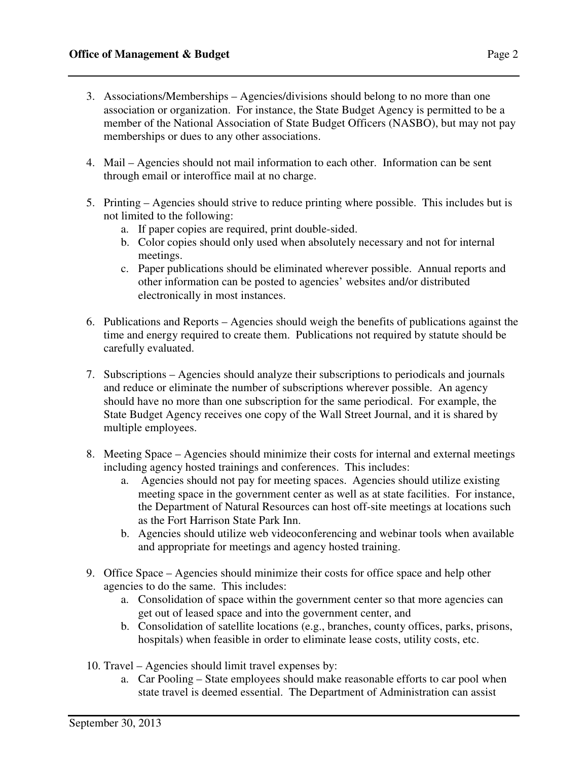3. Associations/Memberships – Agencies/divisions should belong to no more than one association or organization. For instance, the State Budget Agency is permitted to be a member of the National Association of State Budget Officers (NASBO), but may not pay memberships or dues to any other associations.

4. Mail – Agencies should not mail information to each other. Information can be sent through email or interoffice mail at no charge.

5. Printing – Agencies should strive to reduce printing where possible. This includes but is not limited to the following:
   a. If paper copies are required, print double-sided.
   b. Color copies should only used when absolutely necessary and not for internal meetings.
   c. Paper publications should be eliminated wherever possible. Annual reports and other information can be posted to agencies' websites and/or distributed electronically in most instances.

6. Publications and Reports – Agencies should weigh the benefits of publications against the time and energy required to create them. Publications not required by statute should be carefully evaluated.

7. Subscriptions – Agencies should analyze their subscriptions to periodicals and journals and reduce or eliminate the number of subscriptions wherever possible. An agency should have no more than one subscription for the same periodical. For example, the State Budget Agency receives one copy of the Wall Street Journal, and it is shared by multiple employees.

8. Meeting Space – Agencies should minimize their costs for internal and external meetings including agency hosted trainings and conferences. This includes:
   a. Agencies should not pay for meeting spaces. Agencies should utilize existing meeting space in the government center as well as at state facilities. For instance, the Department of Natural Resources can host off-site meetings at locations such as the Fort Harrison State Park Inn.
   b. Agencies should utilize web videoconferencing and webinar tools when available and appropriate for meetings and agency hosted training.

9. Office Space – Agencies should minimize their costs for office space and help other agencies to do the same. This includes:
   a. Consolidation of space within the government center so that more agencies can get out of leased space and into the government center, and
   b. Consolidation of satellite locations (e.g., branches, county offices, parks, prisons, hospitals) when feasible in order to eliminate lease costs, utility costs, etc.

10. Travel – Agencies should limit travel expenses by:
    a. Car Pooling – State employees should make reasonable efforts to car pool when state travel is deemed essential. The Department of Administration can assist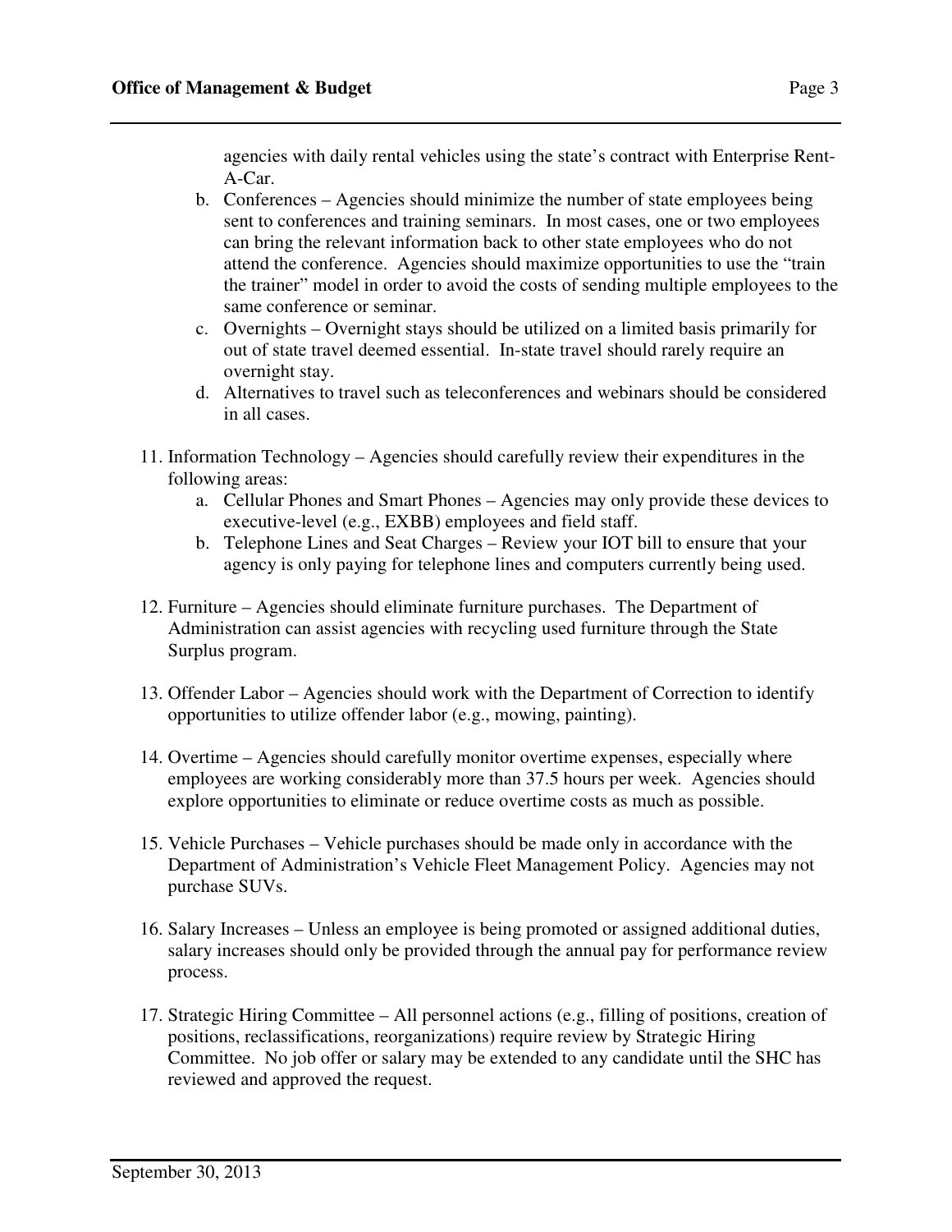agencies with daily rental vehicles using the state's contract with Enterprise Rent-A-Car.

   b. Conferences – Agencies should minimize the number of state employees being sent to conferences and training seminars. In most cases, one or two employees can bring the relevant information back to other state employees who do not attend the conference. Agencies should maximize opportunities to use the "train the trainer" model in order to avoid the costs of sending multiple employees to the same conference or seminar.
   c. Overnights – Overnight stays should be utilized on a limited basis primarily for out of state travel deemed essential. In-state travel should rarely require an overnight stay.
   d. Alternatives to travel such as teleconferences and webinars should be considered in all cases.

11. Information Technology – Agencies should carefully review their expenditures in the following areas:
    a. Cellular Phones and Smart Phones – Agencies may only provide these devices to executive-level (e.g., EXBB) employees and field staff.
    b. Telephone Lines and Seat Charges – Review your IOT bill to ensure that your agency is only paying for telephone lines and computers currently being used.

12. Furniture – Agencies should eliminate furniture purchases. The Department of Administration can assist agencies with recycling used furniture through the State Surplus program.

13. Offender Labor – Agencies should work with the Department of Correction to identify opportunities to utilize offender labor (e.g., mowing, painting).

14. Overtime – Agencies should carefully monitor overtime expenses, especially where employees are working considerably more than 37.5 hours per week. Agencies should explore opportunities to eliminate or reduce overtime costs as much as possible.

15. Vehicle Purchases – Vehicle purchases should be made only in accordance with the Department of Administration's Vehicle Fleet Management Policy. Agencies may not purchase SUVs.

16. Salary Increases – Unless an employee is being promoted or assigned additional duties, salary increases should only be provided through the annual pay for performance review process.

17. Strategic Hiring Committee – All personnel actions (e.g., filling of positions, creation of positions, reclassifications, reorganizations) require review by Strategic Hiring Committee. No job offer or salary may be extended to any candidate until the SHC has reviewed and approved the request.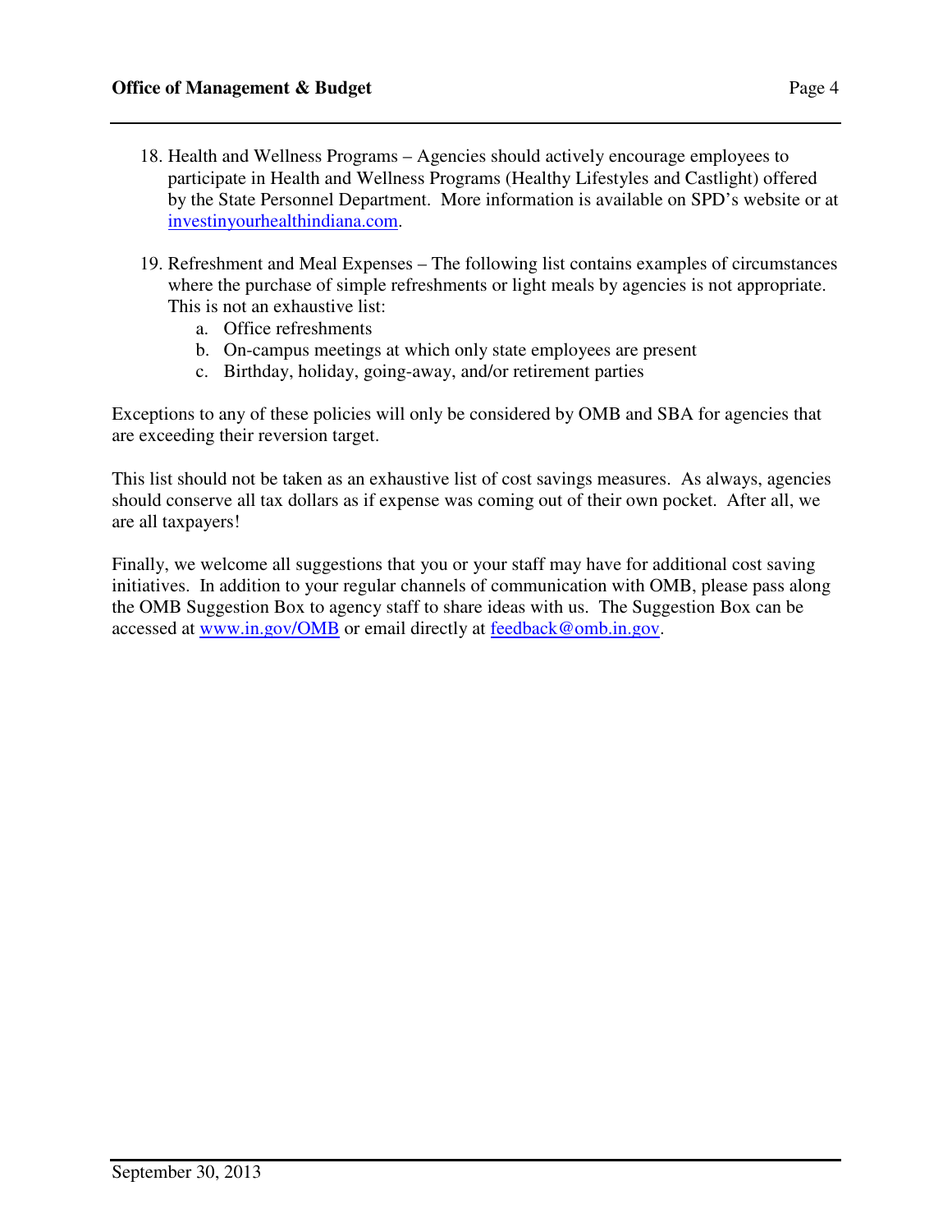18. Health and Wellness Programs – Agencies should actively encourage employees to participate in Health and Wellness Programs (Healthy Lifestyles and Castlight) offered by the State Personnel Department. More information is available on SPD's website or at investinyourhealthindiana.com.

19. Refreshment and Meal Expenses – The following list contains examples of circumstances where the purchase of simple refreshments or light meals by agencies is not appropriate. This is not an exhaustive list:
    a. Office refreshments
    b. On-campus meetings at which only state employees are present
    c. Birthday, holiday, going-away, and/or retirement parties

Exceptions to any of these policies will only be considered by OMB and SBA for agencies that are exceeding their reversion target.

This list should not be taken as an exhaustive list of cost savings measures. As always, agencies should conserve all tax dollars as if expense was coming out of their own pocket. After all, we are all taxpayers!

Finally, we welcome all suggestions that you or your staff may have for additional cost saving initiatives. In addition to your regular channels of communication with OMB, please pass along the OMB Suggestion Box to agency staff to share ideas with us. The Suggestion Box can be accessed at www.in.gov/OMB or email directly at feedback@omb.in.gov.